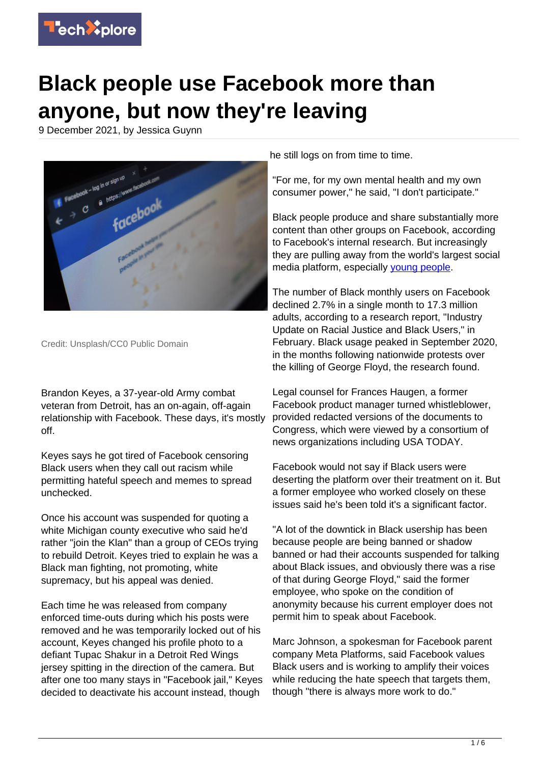# Black people use Facebook more than anyone, but now they're leaving

9 December 2021, by Jessica Guynn

Credit: Unsplash/CC0 Public Domain

Brandon Keyes, a 37-year-old Army combat veteran from Detroit, has an on-again, off-again relationship with Facebook. These days, it's mostly off.

Keyes says he got tired of Facebook censoring Black users when they call out racism while permitting hateful speech and memes to spread unchecked.

Once his account was suspended for quoting a white Michigan county executive who said he'd rather "join the Klan" than a group of CEOs trying to rebuild Detroit. Keyes tried to explain he was a Black man fighting, not promoting, white supremacy, but his appeal was denied.

Each time he was released from company enforced time-outs during which his posts were removed and he was temporarily locked out of his account, Keyes changed his profile photo to a defiant Tupac Shakur in a Detroit Red Wings jersey spitting in the direction of the camera. But after one too many stays in "Facebook jail," Keyes decided to deactivate his account instead, though he still logs on from time to time.

"For me, for my own mental health and my own consumer power," he said, "I don't participate."

Black people produce and share substantially more content than other groups on Facebook, according to Facebook's internal research. But increasingly they are pulling away from the world's largest social media platform, especially young people.

The number of Black monthly users on Facebook declined 2.7% in a single month to 17.3 million adults, according to a research report, "Industry Update on Racial Justice and Black Users," in February. Black usage peaked in September 2020, in the months following nationwide protests over the killing of George Floyd, the research found.

Legal counsel for Frances Haugen, a former Facebook product manager turned whistleblower, provided redacted versions of the documents to Congress, which were viewed by a consortium of news organizations including USA TODAY.

Facebook would not say if Black users were deserting the platform over their treatment on it. But a former employee who worked closely on these issues said he's been told it's a significant factor.

"A lot of the downtick in Black usership has been because people are being banned or shadow banned or had their accounts suspended for talking about Black issues, and obviously there was a rise of that during George Floyd," said the former employee, who spoke on the condition of anonymity because his current employer does not permit him to speak about Facebook.

Marc Johnson, a spokesman for Facebook parent company Meta Platforms, said Facebook values Black users and is working to amplify their voices while reducing the hate speech that targets them, though "there is always more work to do."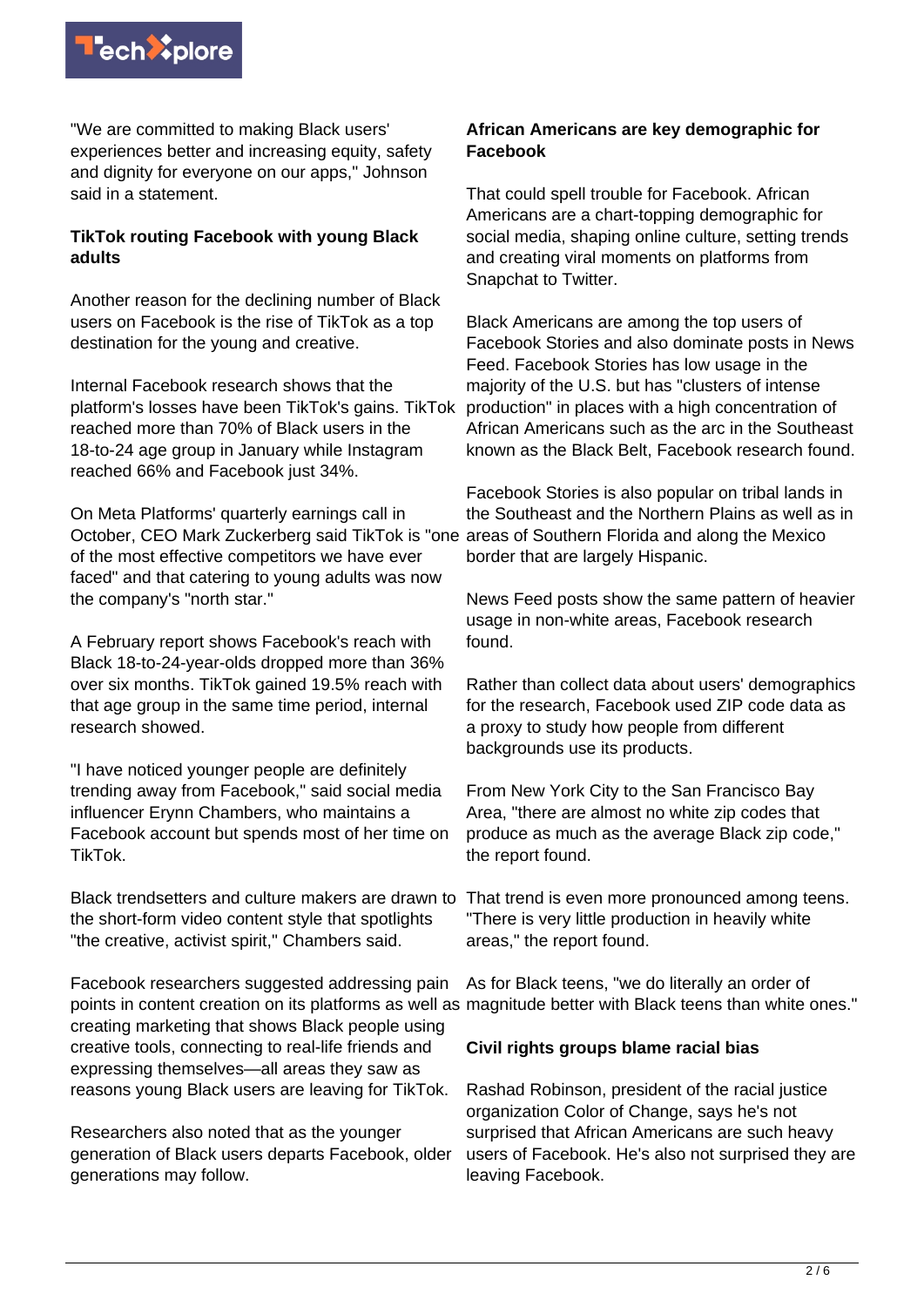"We are committed to making Black users' experiences better and increasing equity, safety and dignity for everyone on our apps," Johnson said in a statement.

**TikTok routing Facebook with young Black adults**

Another reason for the declining number of Black users on Facebook is the rise of TikTok as a top destination for the young and creative.

Internal Facebook research shows that the platform's losses have been TikTok's gains. TikTok reached more than 70% of Black users in the 18-to-24 age group in January while Instagram reached 66% and Facebook just 34%.

On Meta Platforms' quarterly earnings call in October, CEO Mark Zuckerberg said TikTok is "one of the most effective competitors we have ever faced" and that catering to young adults was now the company's "north star."

A February report shows Facebook's reach with Black 18-to-24-year-olds dropped more than 36% over six months. TikTok gained 19.5% reach with that age group in the same time period, internal research showed.

"I have noticed younger people are definitely trending away from Facebook," said social media influencer Erynn Chambers, who maintains a Facebook account but spends most of her time on TikTok.

Black trendsetters and culture makers are drawn to the short-form video content style that spotlights "the creative, activist spirit," Chambers said.

Facebook researchers suggested addressing pain points in content creation on its platforms as well as creating marketing that shows Black people using creative tools, connecting to real-life friends and expressing themselves—all areas they saw as reasons young Black users are leaving for TikTok.

Researchers also noted that as the younger generation of Black users departs Facebook, older generations may follow.

**African Americans are key demographic for Facebook**

That could spell trouble for Facebook. African Americans are a chart-topping demographic for social media, shaping online culture, setting trends and creating viral moments on platforms from Snapchat to Twitter.

Black Americans are among the top users of Facebook Stories and also dominate posts in News Feed. Facebook Stories has low usage in the majority of the U.S. but has "clusters of intense production" in places with a high concentration of African Americans such as the arc in the Southeast known as the Black Belt, Facebook research found.

Facebook Stories is also popular on tribal lands in the Southeast and the Northern Plains as well as in areas of Southern Florida and along the Mexico border that are largely Hispanic.

News Feed posts show the same pattern of heavier usage in non-white areas, Facebook research found.

Rather than collect data about users' demographics for the research, Facebook used ZIP code data as a proxy to study how people from different backgrounds use its products.

From New York City to the San Francisco Bay Area, "there are almost no white zip codes that produce as much as the average Black zip code," the report found.

That trend is even more pronounced among teens. "There is very little production in heavily white areas," the report found.

As for Black teens, "we do literally an order of magnitude better with Black teens than white ones."

**Civil rights groups blame racial bias**

Rashad Robinson, president of the racial justice organization Color of Change, says he's not surprised that African Americans are such heavy users of Facebook. He's also not surprised they are leaving Facebook.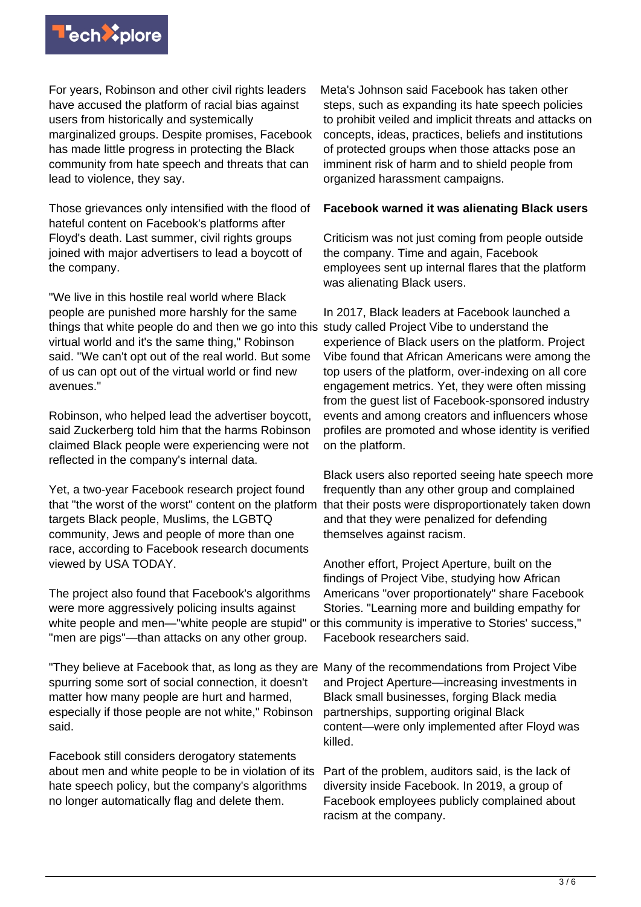For years, Robinson and other civil rights leaders have accused the platform of racial bias against users from historically and systemically marginalized groups. Despite promises, Facebook has made little progress in protecting the Black community from hate speech and threats that can lead to violence, they say.

Those grievances only intensified with the flood of hateful content on Facebook's platforms after Floyd's death. Last summer, civil rights groups joined with major advertisers to lead a boycott of the company.

"We live in this hostile real world where Black people are punished more harshly for the same things that white people do and then we go into this virtual world and it's the same thing," Robinson said. "We can't opt out of the real world. But some of us can opt out of the virtual world or find new avenues."

Robinson, who helped lead the advertiser boycott, said Zuckerberg told him that the harms Robinson claimed Black people were experiencing were not reflected in the company's internal data.

Yet, a two-year Facebook research project found that "the worst of the worst" content on the platform targets Black people, Muslims, the LGBTQ community, Jews and people of more than one race, according to Facebook research documents viewed by USA TODAY.

The project also found that Facebook's algorithms were more aggressively policing insults against white people and men—"white people are stupid" or "men are pigs"—than attacks on any other group.

"They believe at Facebook that, as long as they are spurring some sort of social connection, it doesn't matter how many people are hurt and harmed, especially if those people are not white," Robinson said.

Facebook still considers derogatory statements about men and white people to be in violation of its hate speech policy, but the company's algorithms no longer automatically flag and delete them.

Meta's Johnson said Facebook has taken other steps, such as expanding its hate speech policies to prohibit veiled and implicit threats and attacks on concepts, ideas, practices, beliefs and institutions of protected groups when those attacks pose an imminent risk of harm and to shield people from organized harassment campaigns.

**Facebook warned it was alienating Black users**

Criticism was not just coming from people outside the company. Time and again, Facebook employees sent up internal flares that the platform was alienating Black users.

In 2017, Black leaders at Facebook launched a study called Project Vibe to understand the experience of Black users on the platform. Project Vibe found that African Americans were among the top users of the platform, over-indexing on all core engagement metrics. Yet, they were often missing from the guest list of Facebook-sponsored industry events and among creators and influencers whose profiles are promoted and whose identity is verified on the platform.

Black users also reported seeing hate speech more frequently than any other group and complained that their posts were disproportionately taken down and that they were penalized for defending themselves against racism.

Another effort, Project Aperture, built on the findings of Project Vibe, studying how African Americans "over proportionately" share Facebook Stories. "Learning more and building empathy for this community is imperative to Stories' success," Facebook researchers said.

Many of the recommendations from Project Vibe and Project Aperture—increasing investments in Black small businesses, forging Black media partnerships, supporting original Black content—were only implemented after Floyd was killed.

Part of the problem, auditors said, is the lack of diversity inside Facebook. In 2019, a group of Facebook employees publicly complained about racism at the company.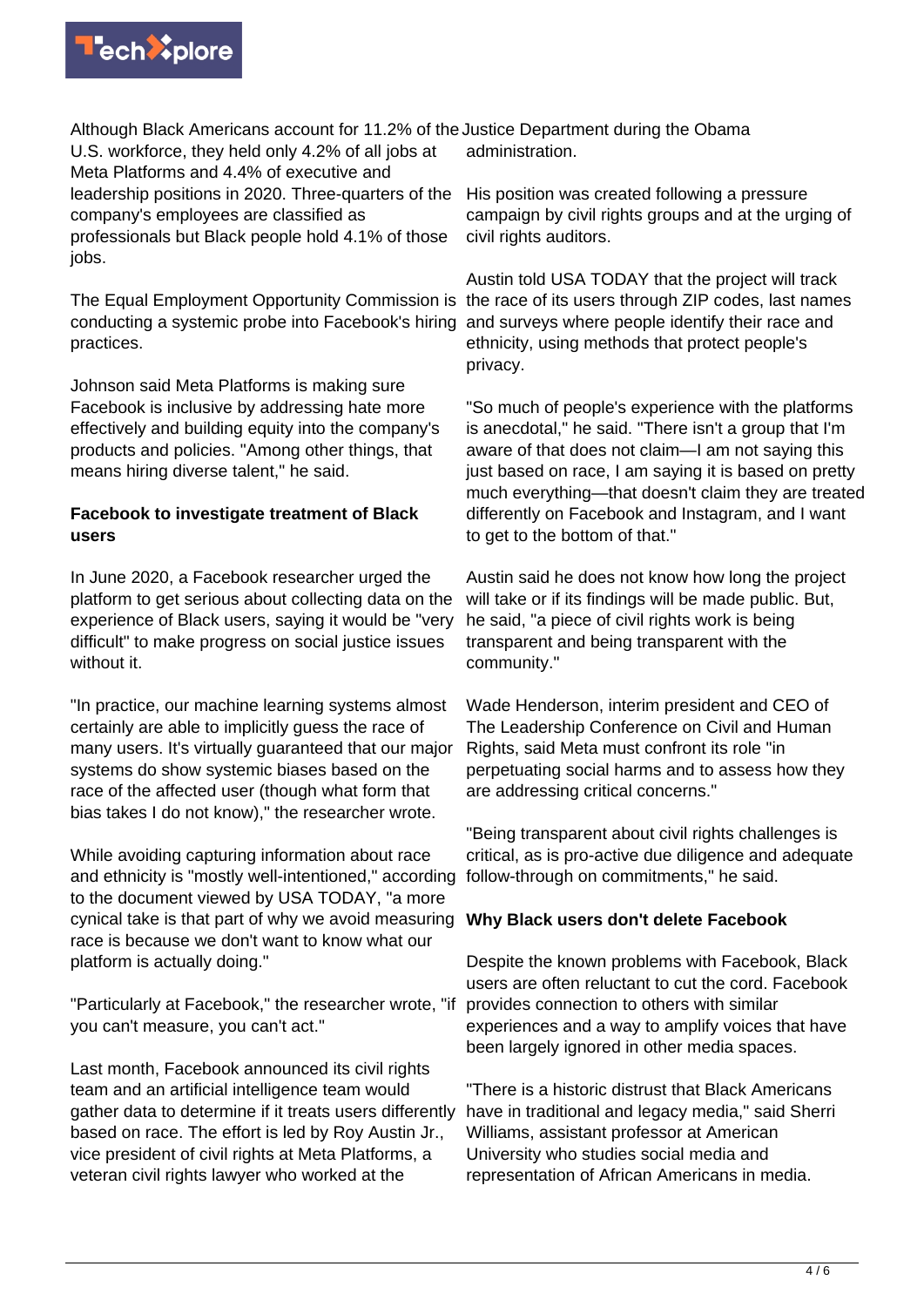Although Black Americans account for 11.2% of the U.S. workforce, they held only 4.2% of all jobs at Meta Platforms and 4.4% of executive and leadership positions in 2020. Three-quarters of the company's employees are classified as professionals but Black people hold 4.1% of those jobs.

The Equal Employment Opportunity Commission is conducting a systemic probe into Facebook's hiring practices.

Johnson said Meta Platforms is making sure Facebook is inclusive by addressing hate more effectively and building equity into the company's products and policies. "Among other things, that means hiring diverse talent," he said.

**Facebook to investigate treatment of Black users**

In June 2020, a Facebook researcher urged the platform to get serious about collecting data on the experience of Black users, saying it would be "very difficult" to make progress on social justice issues without it.

"In practice, our machine learning systems almost certainly are able to implicitly guess the race of many users. It's virtually guaranteed that our major systems do show systemic biases based on the race of the affected user (though what form that bias takes I do not know)," the researcher wrote.

While avoiding capturing information about race and ethnicity is "mostly well-intentioned," according to the document viewed by USA TODAY, "a more cynical take is that part of why we avoid measuring race is because we don't want to know what our platform is actually doing."

"Particularly at Facebook," the researcher wrote, "if you can't measure, you can't act."

Last month, Facebook announced its civil rights team and an artificial intelligence team would gather data to determine if it treats users differently based on race. The effort is led by Roy Austin Jr., vice president of civil rights at Meta Platforms, a veteran civil rights lawyer who worked at the Justice Department during the Obama administration.

His position was created following a pressure campaign by civil rights groups and at the urging of civil rights auditors.

Austin told USA TODAY that the project will track the race of its users through ZIP codes, last names and surveys where people identify their race and ethnicity, using methods that protect people's privacy.

"So much of people's experience with the platforms is anecdotal," he said. "There isn't a group that I'm aware of that does not claim—I am not saying this just based on race, I am saying it is based on pretty much everything—that doesn't claim they are treated differently on Facebook and Instagram, and I want to get to the bottom of that."

Austin said he does not know how long the project will take or if its findings will be made public. But, he said, "a piece of civil rights work is being transparent and being transparent with the community."

Wade Henderson, interim president and CEO of The Leadership Conference on Civil and Human Rights, said Meta must confront its role "in perpetuating social harms and to assess how they are addressing critical concerns."

"Being transparent about civil rights challenges is critical, as is pro-active due diligence and adequate follow-through on commitments," he said.

**Why Black users don't delete Facebook**

Despite the known problems with Facebook, Black users are often reluctant to cut the cord. Facebook provides connection to others with similar experiences and a way to amplify voices that have been largely ignored in other media spaces.

"There is a historic distrust that Black Americans have in traditional and legacy media," said Sherri Williams, assistant professor at American University who studies social media and representation of African Americans in media.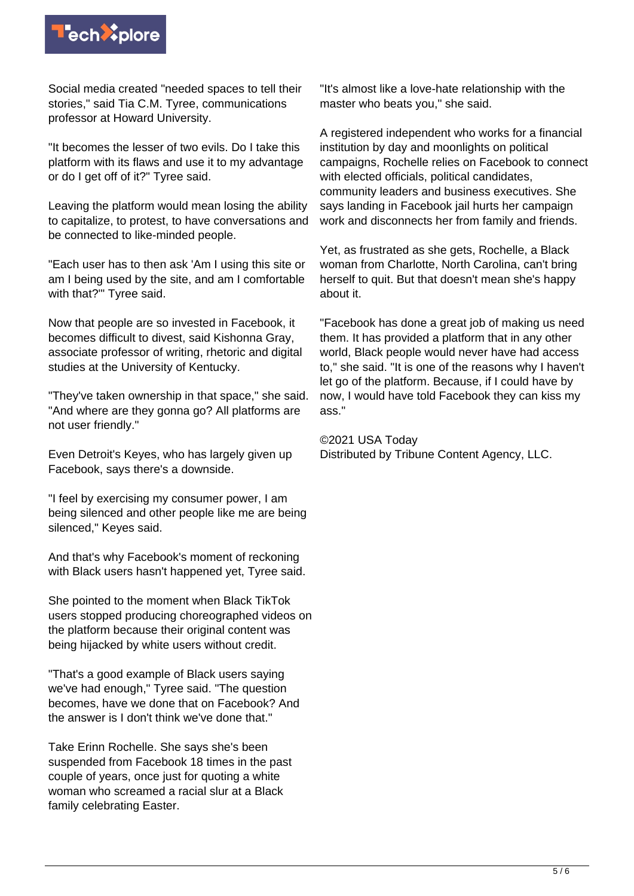Social media created "needed spaces to tell their stories," said Tia C.M. Tyree, communications professor at Howard University.

"It becomes the lesser of two evils. Do I take this platform with its flaws and use it to my advantage or do I get off of it?" Tyree said.

Leaving the platform would mean losing the ability to capitalize, to protest, to have conversations and be connected to like-minded people.

"Each user has to then ask 'Am I using this site or am I being used by the site, and am I comfortable with that?'" Tyree said.

Now that people are so invested in Facebook, it becomes difficult to divest, said Kishonna Gray, associate professor of writing, rhetoric and digital studies at the University of Kentucky.

"They've taken ownership in that space," she said. "And where are they gonna go? All platforms are not user friendly."

Even Detroit's Keyes, who has largely given up Facebook, says there's a downside.

"I feel by exercising my consumer power, I am being silenced and other people like me are being silenced," Keyes said.

And that's why Facebook's moment of reckoning with Black users hasn't happened yet, Tyree said.

She pointed to the moment when Black TikTok users stopped producing choreographed videos on the platform because their original content was being hijacked by white users without credit.

"That's a good example of Black users saying we've had enough," Tyree said. "The question becomes, have we done that on Facebook? And the answer is I don't think we've done that."

Take Erinn Rochelle. She says she's been suspended from Facebook 18 times in the past couple of years, once just for quoting a white woman who screamed a racial slur at a Black family celebrating Easter.

"It's almost like a love-hate relationship with the master who beats you," she said.

A registered independent who works for a financial institution by day and moonlights on political campaigns, Rochelle relies on Facebook to connect with elected officials, political candidates, community leaders and business executives. She says landing in Facebook jail hurts her campaign work and disconnects her from family and friends.

Yet, as frustrated as she gets, Rochelle, a Black woman from Charlotte, North Carolina, can't bring herself to quit. But that doesn't mean she's happy about it.

"Facebook has done a great job of making us need them. It has provided a platform that in any other world, Black people would never have had access to," she said. "It is one of the reasons why I haven't let go of the platform. Because, if I could have by now, I would have told Facebook they can kiss my ass."

©2021 USA Today
Distributed by Tribune Content Agency, LLC.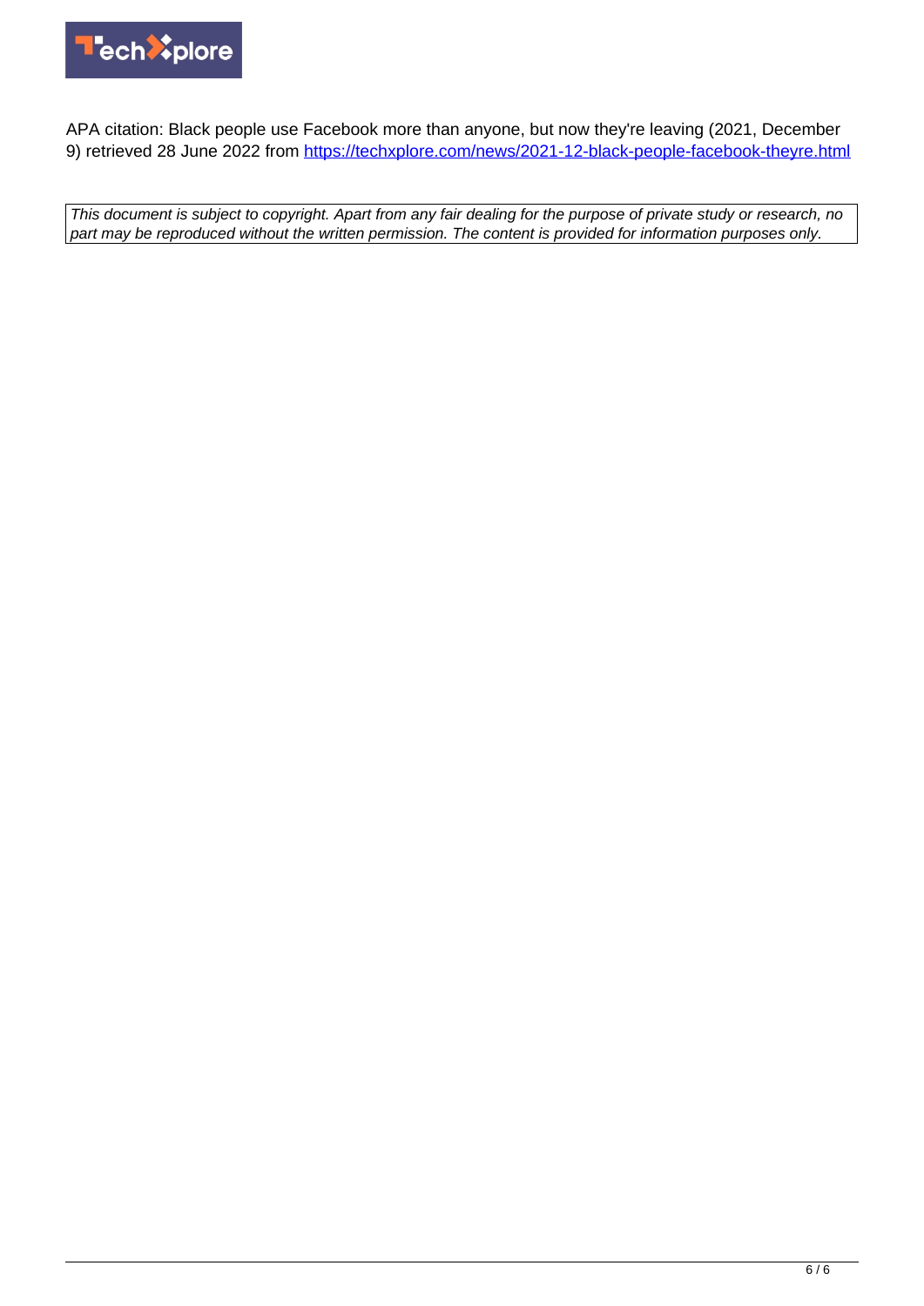APA citation: Black people use Facebook more than anyone, but now they're leaving (2021, December 9) retrieved 28 June 2022 from https://techxplore.com/news/2021-12-black-people-facebook-theyre.html

*This document is subject to copyright. Apart from any fair dealing for the purpose of private study or research, no part may be reproduced without the written permission. The content is provided for information purposes only.*